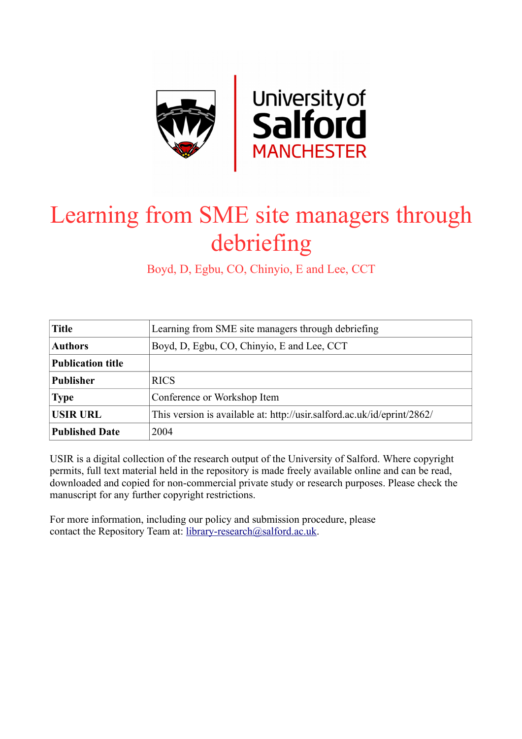# Learning from SME site managers through debriefing

Boyd, D, Egbu, CO, Chinyio, E and Lee, CCT

| | |
|---|---|
| **Title** | Learning from SME site managers through debriefing |
| **Authors** | Boyd, D, Egbu, CO, Chinyio, E and Lee, CCT |
| **Publication title** | |
| **Publisher** | RICS |
| **Type** | Conference or Workshop Item |
| **USIR URL** | This version is available at: http://usir.salford.ac.uk/id/eprint/2862/ |
| **Published Date** | 2004 |

USIR is a digital collection of the research output of the University of Salford. Where copyright permits, full text material held in the repository is made freely available online and can be read, downloaded and copied for non-commercial private study or research purposes. Please check the manuscript for any further copyright restrictions.

For more information, including our policy and submission procedure, please contact the Repository Team at: library-research@salford.ac.uk.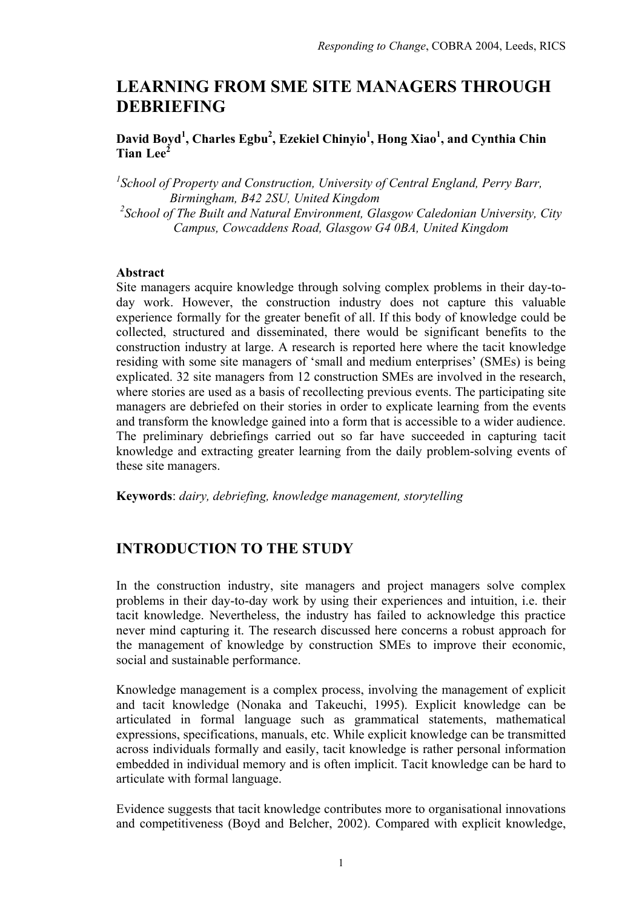# LEARNING FROM SME SITE MANAGERS THROUGH DEBRIEFING

**David Boyd[1], Charles Egbu[2], Ezekiel Chinyio[1], Hong Xiao[1], and Cynthia Chin Tian Lee[2]**

*[1]School of Property and Construction, University of Central England, Perry Barr, Birmingham, B42 2SU, United Kingdom*

*[2]School of The Built and Natural Environment, Glasgow Caledonian University, City Campus, Cowcaddens Road, Glasgow G4 0BA, United Kingdom*

**Abstract**

Site managers acquire knowledge through solving complex problems in their day-to-day work. However, the construction industry does not capture this valuable experience formally for the greater benefit of all. If this body of knowledge could be collected, structured and disseminated, there would be significant benefits to the construction industry at large. A research is reported here where the tacit knowledge residing with some site managers of 'small and medium enterprises' (SMEs) is being explicated. 32 site managers from 12 construction SMEs are involved in the research, where stories are used as a basis of recollecting previous events. The participating site managers are debriefed on their stories in order to explicate learning from the events and transform the knowledge gained into a form that is accessible to a wider audience. The preliminary debriefings carried out so far have succeeded in capturing tacit knowledge and extracting greater learning from the daily problem-solving events of these site managers.

**Keywords**: *dairy, debriefing, knowledge management, storytelling*

## INTRODUCTION TO THE STUDY

In the construction industry, site managers and project managers solve complex problems in their day-to-day work by using their experiences and intuition, i.e. their tacit knowledge. Nevertheless, the industry has failed to acknowledge this practice never mind capturing it. The research discussed here concerns a robust approach for the management of knowledge by construction SMEs to improve their economic, social and sustainable performance.

Knowledge management is a complex process, involving the management of explicit and tacit knowledge (Nonaka and Takeuchi, 1995). Explicit knowledge can be articulated in formal language such as grammatical statements, mathematical expressions, specifications, manuals, etc. While explicit knowledge can be transmitted across individuals formally and easily, tacit knowledge is rather personal information embedded in individual memory and is often implicit. Tacit knowledge can be hard to articulate with formal language.

Evidence suggests that tacit knowledge contributes more to organisational innovations and competitiveness (Boyd and Belcher, 2002). Compared with explicit knowledge,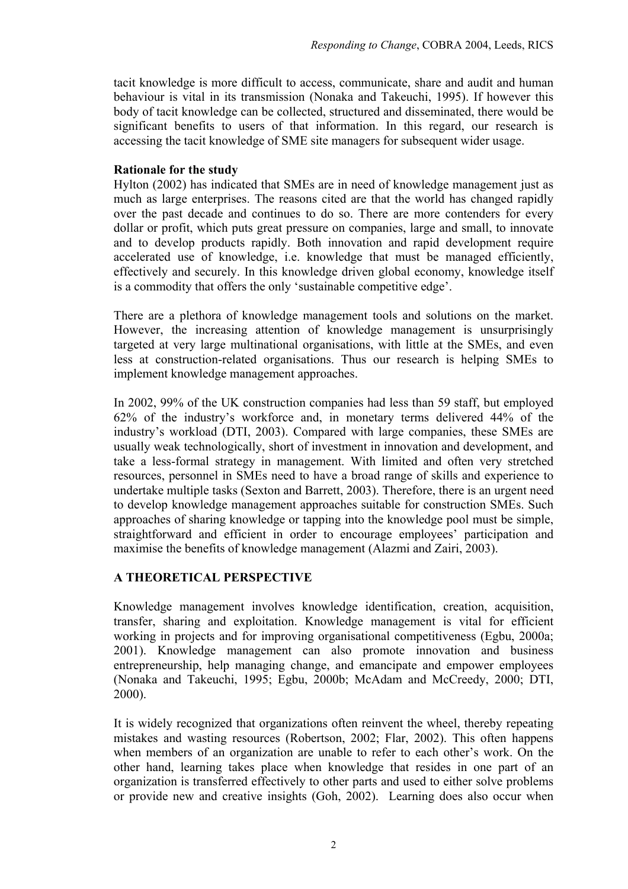tacit knowledge is more difficult to access, communicate, share and audit and human behaviour is vital in its transmission (Nonaka and Takeuchi, 1995). If however this body of tacit knowledge can be collected, structured and disseminated, there would be significant benefits to users of that information. In this regard, our research is accessing the tacit knowledge of SME site managers for subsequent wider usage.

**Rationale for the study**

Hylton (2002) has indicated that SMEs are in need of knowledge management just as much as large enterprises. The reasons cited are that the world has changed rapidly over the past decade and continues to do so. There are more contenders for every dollar or profit, which puts great pressure on companies, large and small, to innovate and to develop products rapidly. Both innovation and rapid development require accelerated use of knowledge, i.e. knowledge that must be managed efficiently, effectively and securely. In this knowledge driven global economy, knowledge itself is a commodity that offers the only 'sustainable competitive edge'.

There are a plethora of knowledge management tools and solutions on the market. However, the increasing attention of knowledge management is unsurprisingly targeted at very large multinational organisations, with little at the SMEs, and even less at construction-related organisations. Thus our research is helping SMEs to implement knowledge management approaches.

In 2002, 99% of the UK construction companies had less than 59 staff, but employed 62% of the industry's workforce and, in monetary terms delivered 44% of the industry's workload (DTI, 2003). Compared with large companies, these SMEs are usually weak technologically, short of investment in innovation and development, and take a less-formal strategy in management. With limited and often very stretched resources, personnel in SMEs need to have a broad range of skills and experience to undertake multiple tasks (Sexton and Barrett, 2003). Therefore, there is an urgent need to develop knowledge management approaches suitable for construction SMEs. Such approaches of sharing knowledge or tapping into the knowledge pool must be simple, straightforward and efficient in order to encourage employees' participation and maximise the benefits of knowledge management (Alazmi and Zairi, 2003).

## A THEORETICAL PERSPECTIVE

Knowledge management involves knowledge identification, creation, acquisition, transfer, sharing and exploitation. Knowledge management is vital for efficient working in projects and for improving organisational competitiveness (Egbu, 2000a; 2001). Knowledge management can also promote innovation and business entrepreneurship, help managing change, and emancipate and empower employees (Nonaka and Takeuchi, 1995; Egbu, 2000b; McAdam and McCreedy, 2000; DTI, 2000).

It is widely recognized that organizations often reinvent the wheel, thereby repeating mistakes and wasting resources (Robertson, 2002; Flar, 2002). This often happens when members of an organization are unable to refer to each other's work. On the other hand, learning takes place when knowledge that resides in one part of an organization is transferred effectively to other parts and used to either solve problems or provide new and creative insights (Goh, 2002). Learning does also occur when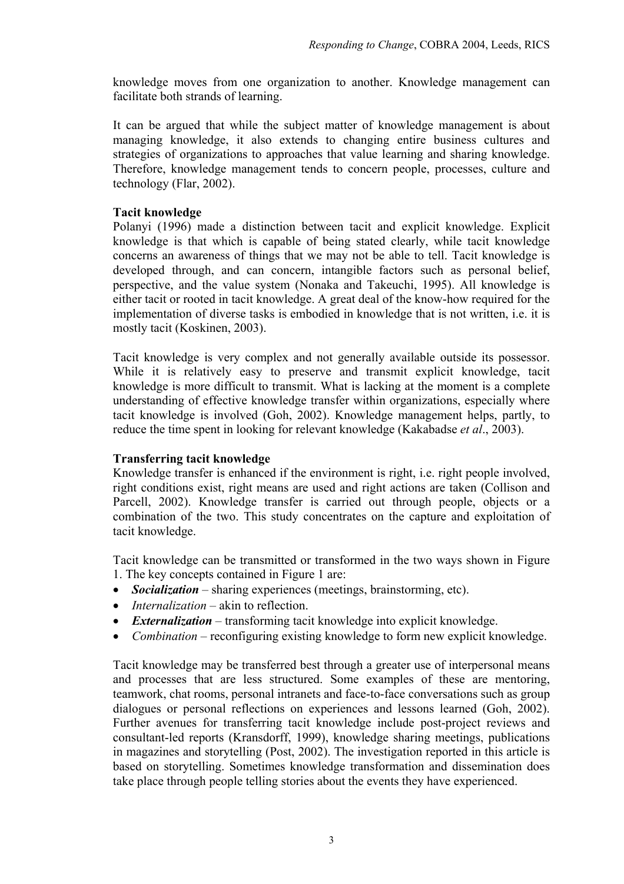knowledge moves from one organization to another. Knowledge management can facilitate both strands of learning.

It can be argued that while the subject matter of knowledge management is about managing knowledge, it also extends to changing entire business cultures and strategies of organizations to approaches that value learning and sharing knowledge. Therefore, knowledge management tends to concern people, processes, culture and technology (Flar, 2002).

**Tacit knowledge**

Polanyi (1996) made a distinction between tacit and explicit knowledge. Explicit knowledge is that which is capable of being stated clearly, while tacit knowledge concerns an awareness of things that we may not be able to tell. Tacit knowledge is developed through, and can concern, intangible factors such as personal belief, perspective, and the value system (Nonaka and Takeuchi, 1995). All knowledge is either tacit or rooted in tacit knowledge. A great deal of the know-how required for the implementation of diverse tasks is embodied in knowledge that is not written, i.e. it is mostly tacit (Koskinen, 2003).

Tacit knowledge is very complex and not generally available outside its possessor. While it is relatively easy to preserve and transmit explicit knowledge, tacit knowledge is more difficult to transmit. What is lacking at the moment is a complete understanding of effective knowledge transfer within organizations, especially where tacit knowledge is involved (Goh, 2002). Knowledge management helps, partly, to reduce the time spent in looking for relevant knowledge (Kakabadse *et al*., 2003).

**Transferring tacit knowledge**

Knowledge transfer is enhanced if the environment is right, i.e. right people involved, right conditions exist, right means are used and right actions are taken (Collison and Parcell, 2002). Knowledge transfer is carried out through people, objects or a combination of the two. This study concentrates on the capture and exploitation of tacit knowledge.

Tacit knowledge can be transmitted or transformed in the two ways shown in Figure 1. The key concepts contained in Figure 1 are:

- ***Socialization*** – sharing experiences (meetings, brainstorming, etc).
- *Internalization* – akin to reflection.
- ***Externalization*** – transforming tacit knowledge into explicit knowledge.
- *Combination* – reconfiguring existing knowledge to form new explicit knowledge.

Tacit knowledge may be transferred best through a greater use of interpersonal means and processes that are less structured. Some examples of these are mentoring, teamwork, chat rooms, personal intranets and face-to-face conversations such as group dialogues or personal reflections on experiences and lessons learned (Goh, 2002). Further avenues for transferring tacit knowledge include post-project reviews and consultant-led reports (Kransdorff, 1999), knowledge sharing meetings, publications in magazines and storytelling (Post, 2002). The investigation reported in this article is based on storytelling. Sometimes knowledge transformation and dissemination does take place through people telling stories about the events they have experienced.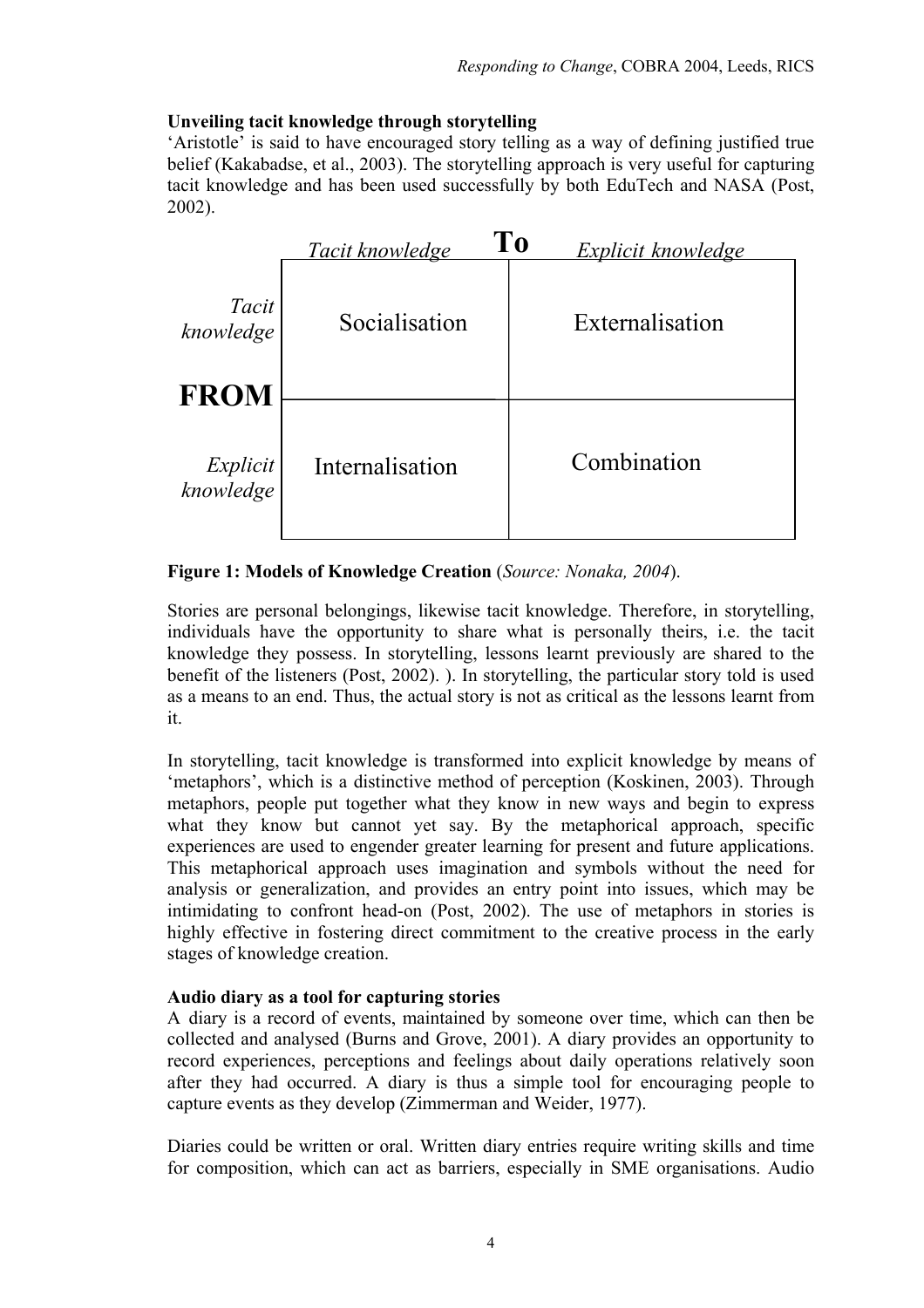**Unveiling tacit knowledge through storytelling**

'Aristotle' is said to have encouraged story telling as a way of defining justified true belief (Kakabadse, et al., 2003). The storytelling approach is very useful for capturing tacit knowledge and has been used successfully by both EduTech and NASA (Post, 2002).

| | **To** *Tacit knowledge* | **To** *Explicit knowledge* |
|---|---|---|
| **FROM** *Tacit knowledge* | Socialisation | Externalisation |
| **FROM** *Explicit knowledge* | Internalisation | Combination |

**Figure 1: Models of Knowledge Creation** (*Source: Nonaka, 2004*).

Stories are personal belongings, likewise tacit knowledge. Therefore, in storytelling, individuals have the opportunity to share what is personally theirs, i.e. the tacit knowledge they possess. In storytelling, lessons learnt previously are shared to the benefit of the listeners (Post, 2002). ). In storytelling, the particular story told is used as a means to an end. Thus, the actual story is not as critical as the lessons learnt from it.

In storytelling, tacit knowledge is transformed into explicit knowledge by means of 'metaphors', which is a distinctive method of perception (Koskinen, 2003). Through metaphors, people put together what they know in new ways and begin to express what they know but cannot yet say. By the metaphorical approach, specific experiences are used to engender greater learning for present and future applications. This metaphorical approach uses imagination and symbols without the need for analysis or generalization, and provides an entry point into issues, which may be intimidating to confront head-on (Post, 2002). The use of metaphors in stories is highly effective in fostering direct commitment to the creative process in the early stages of knowledge creation.

**Audio diary as a tool for capturing stories**

A diary is a record of events, maintained by someone over time, which can then be collected and analysed (Burns and Grove, 2001). A diary provides an opportunity to record experiences, perceptions and feelings about daily operations relatively soon after they had occurred. A diary is thus a simple tool for encouraging people to capture events as they develop (Zimmerman and Weider, 1977).

Diaries could be written or oral. Written diary entries require writing skills and time for composition, which can act as barriers, especially in SME organisations. Audio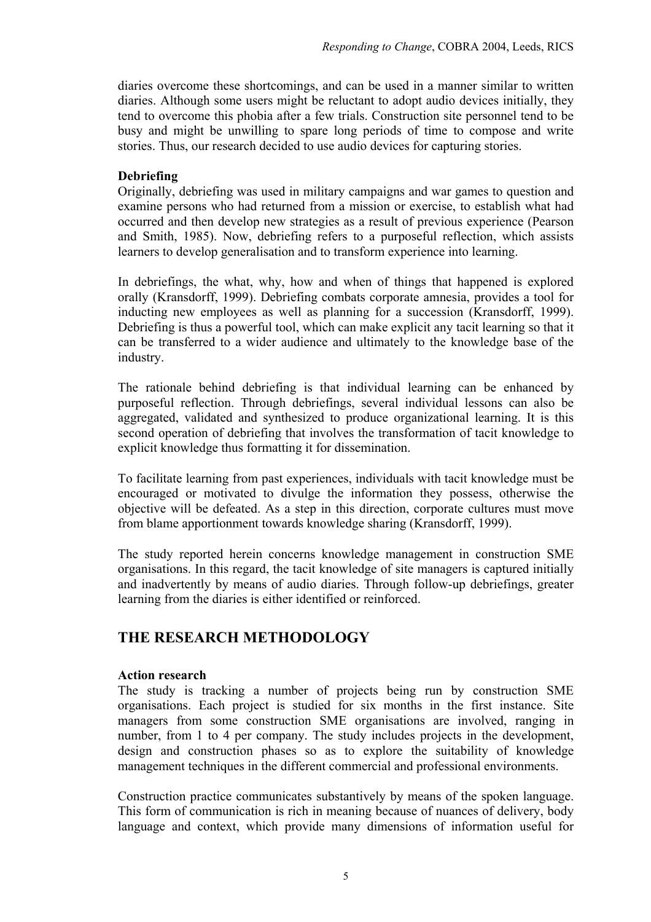diaries overcome these shortcomings, and can be used in a manner similar to written diaries. Although some users might be reluctant to adopt audio devices initially, they tend to overcome this phobia after a few trials. Construction site personnel tend to be busy and might be unwilling to spare long periods of time to compose and write stories. Thus, our research decided to use audio devices for capturing stories.

### Debriefing

Originally, debriefing was used in military campaigns and war games to question and examine persons who had returned from a mission or exercise, to establish what had occurred and then develop new strategies as a result of previous experience (Pearson and Smith, 1985). Now, debriefing refers to a purposeful reflection, which assists learners to develop generalisation and to transform experience into learning.

In debriefings, the what, why, how and when of things that happened is explored orally (Kransdorff, 1999). Debriefing combats corporate amnesia, provides a tool for inducting new employees as well as planning for a succession (Kransdorff, 1999). Debriefing is thus a powerful tool, which can make explicit any tacit learning so that it can be transferred to a wider audience and ultimately to the knowledge base of the industry.

The rationale behind debriefing is that individual learning can be enhanced by purposeful reflection. Through debriefings, several individual lessons can also be aggregated, validated and synthesized to produce organizational learning. It is this second operation of debriefing that involves the transformation of tacit knowledge to explicit knowledge thus formatting it for dissemination.

To facilitate learning from past experiences, individuals with tacit knowledge must be encouraged or motivated to divulge the information they possess, otherwise the objective will be defeated. As a step in this direction, corporate cultures must move from blame apportionment towards knowledge sharing (Kransdorff, 1999).

The study reported herein concerns knowledge management in construction SME organisations. In this regard, the tacit knowledge of site managers is captured initially and inadvertently by means of audio diaries. Through follow-up debriefings, greater learning from the diaries is either identified or reinforced.

## THE RESEARCH METHODOLOGY

### Action research

The study is tracking a number of projects being run by construction SME organisations. Each project is studied for six months in the first instance. Site managers from some construction SME organisations are involved, ranging in number, from 1 to 4 per company. The study includes projects in the development, design and construction phases so as to explore the suitability of knowledge management techniques in the different commercial and professional environments.

Construction practice communicates substantively by means of the spoken language. This form of communication is rich in meaning because of nuances of delivery, body language and context, which provide many dimensions of information useful for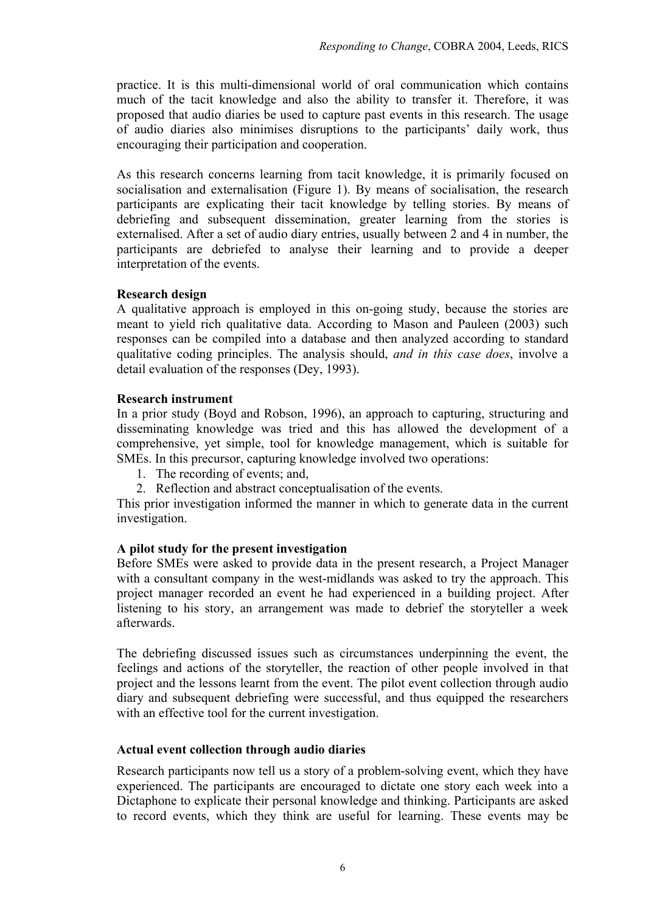practice. It is this multi-dimensional world of oral communication which contains much of the tacit knowledge and also the ability to transfer it. Therefore, it was proposed that audio diaries be used to capture past events in this research. The usage of audio diaries also minimises disruptions to the participants' daily work, thus encouraging their participation and cooperation.

As this research concerns learning from tacit knowledge, it is primarily focused on socialisation and externalisation (Figure 1). By means of socialisation, the research participants are explicating their tacit knowledge by telling stories. By means of debriefing and subsequent dissemination, greater learning from the stories is externalised. After a set of audio diary entries, usually between 2 and 4 in number, the participants are debriefed to analyse their learning and to provide a deeper interpretation of the events.

**Research design**

A qualitative approach is employed in this on-going study, because the stories are meant to yield rich qualitative data. According to Mason and Pauleen (2003) such responses can be compiled into a database and then analyzed according to standard qualitative coding principles. The analysis should, *and in this case does*, involve a detail evaluation of the responses (Dey, 1993).

**Research instrument**

In a prior study (Boyd and Robson, 1996), an approach to capturing, structuring and disseminating knowledge was tried and this has allowed the development of a comprehensive, yet simple, tool for knowledge management, which is suitable for SMEs. In this precursor, capturing knowledge involved two operations:

1. The recording of events; and,
2. Reflection and abstract conceptualisation of the events.

This prior investigation informed the manner in which to generate data in the current investigation.

**A pilot study for the present investigation**

Before SMEs were asked to provide data in the present research, a Project Manager with a consultant company in the west-midlands was asked to try the approach. This project manager recorded an event he had experienced in a building project. After listening to his story, an arrangement was made to debrief the storyteller a week afterwards.

The debriefing discussed issues such as circumstances underpinning the event, the feelings and actions of the storyteller, the reaction of other people involved in that project and the lessons learnt from the event. The pilot event collection through audio diary and subsequent debriefing were successful, and thus equipped the researchers with an effective tool for the current investigation.

**Actual event collection through audio diaries**

Research participants now tell us a story of a problem-solving event, which they have experienced. The participants are encouraged to dictate one story each week into a Dictaphone to explicate their personal knowledge and thinking. Participants are asked to record events, which they think are useful for learning. These events may be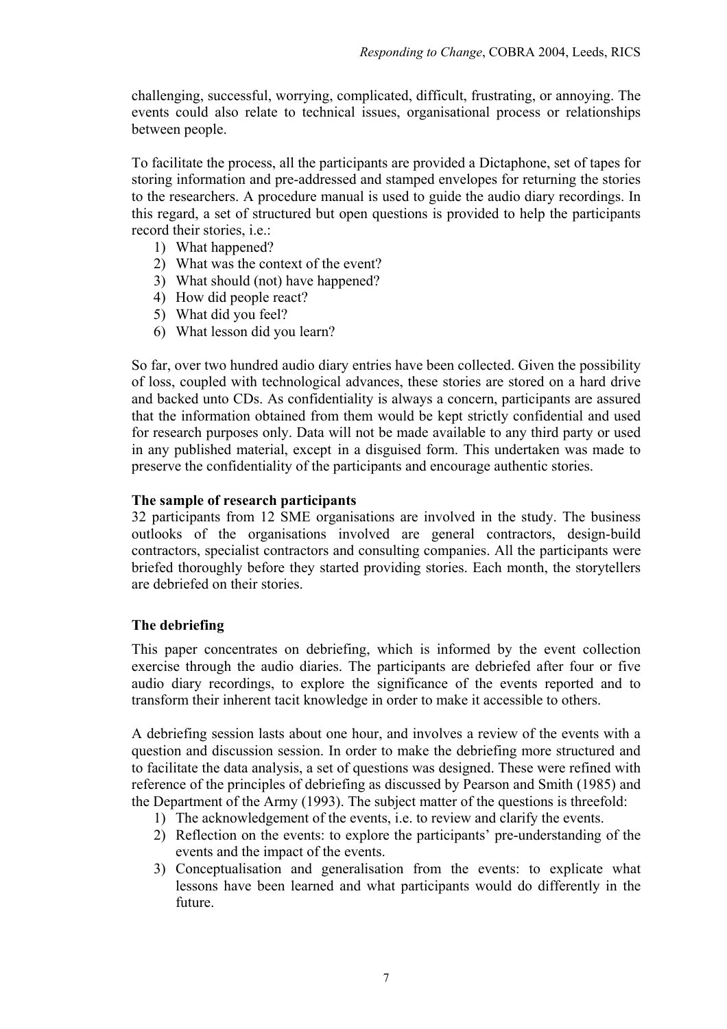challenging, successful, worrying, complicated, difficult, frustrating, or annoying. The events could also relate to technical issues, organisational process or relationships between people.

To facilitate the process, all the participants are provided a Dictaphone, set of tapes for storing information and pre-addressed and stamped envelopes for returning the stories to the researchers. A procedure manual is used to guide the audio diary recordings. In this regard, a set of structured but open questions is provided to help the participants record their stories, i.e.:

1) What happened?
2) What was the context of the event?
3) What should (not) have happened?
4) How did people react?
5) What did you feel?
6) What lesson did you learn?

So far, over two hundred audio diary entries have been collected. Given the possibility of loss, coupled with technological advances, these stories are stored on a hard drive and backed unto CDs. As confidentiality is always a concern, participants are assured that the information obtained from them would be kept strictly confidential and used for research purposes only. Data will not be made available to any third party or used in any published material, except in a disguised form. This undertaken was made to preserve the confidentiality of the participants and encourage authentic stories.

**The sample of research participants**

32 participants from 12 SME organisations are involved in the study. The business outlooks of the organisations involved are general contractors, design-build contractors, specialist contractors and consulting companies. All the participants were briefed thoroughly before they started providing stories. Each month, the storytellers are debriefed on their stories.

## The debriefing

This paper concentrates on debriefing, which is informed by the event collection exercise through the audio diaries. The participants are debriefed after four or five audio diary recordings, to explore the significance of the events reported and to transform their inherent tacit knowledge in order to make it accessible to others.

A debriefing session lasts about one hour, and involves a review of the events with a question and discussion session. In order to make the debriefing more structured and to facilitate the data analysis, a set of questions was designed. These were refined with reference of the principles of debriefing as discussed by Pearson and Smith (1985) and the Department of the Army (1993). The subject matter of the questions is threefold:

1) The acknowledgement of the events, i.e. to review and clarify the events.
2) Reflection on the events: to explore the participants' pre-understanding of the events and the impact of the events.
3) Conceptualisation and generalisation from the events: to explicate what lessons have been learned and what participants would do differently in the future.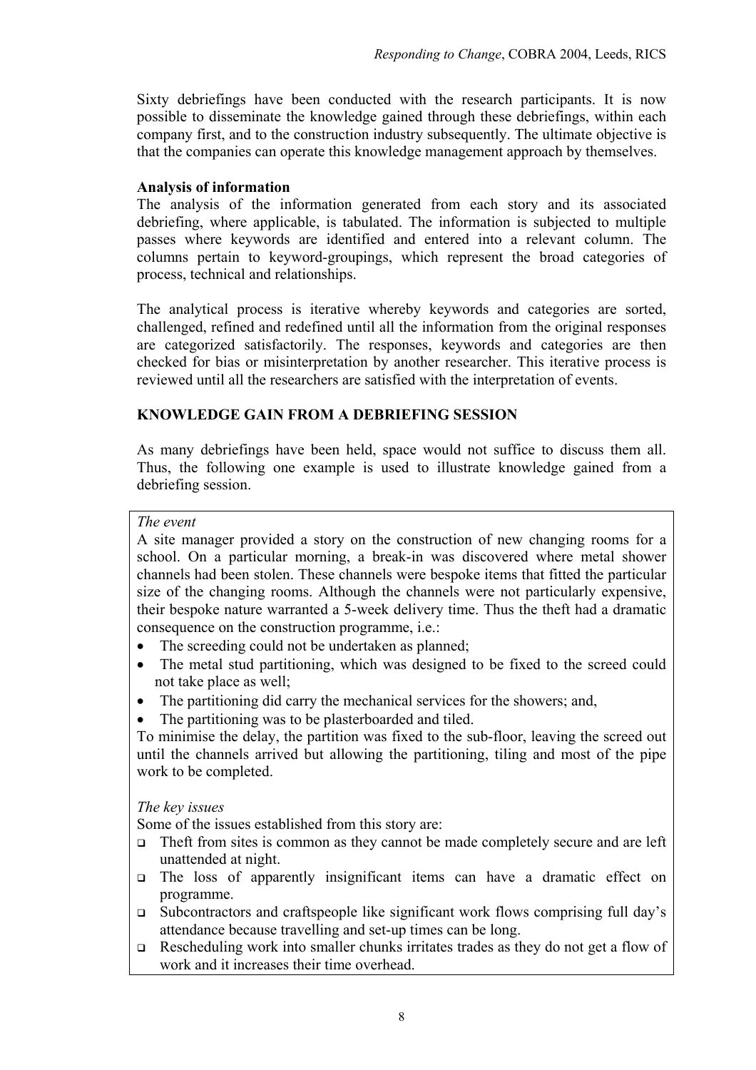Sixty debriefings have been conducted with the research participants. It is now possible to disseminate the knowledge gained through these debriefings, within each company first, and to the construction industry subsequently. The ultimate objective is that the companies can operate this knowledge management approach by themselves.

**Analysis of information**

The analysis of the information generated from each story and its associated debriefing, where applicable, is tabulated. The information is subjected to multiple passes where keywords are identified and entered into a relevant column. The columns pertain to keyword-groupings, which represent the broad categories of process, technical and relationships.

The analytical process is iterative whereby keywords and categories are sorted, challenged, refined and redefined until all the information from the original responses are categorized satisfactorily. The responses, keywords and categories are then checked for bias or misinterpretation by another researcher. This iterative process is reviewed until all the researchers are satisfied with the interpretation of events.

## KNOWLEDGE GAIN FROM A DEBRIEFING SESSION

As many debriefings have been held, space would not suffice to discuss them all. Thus, the following one example is used to illustrate knowledge gained from a debriefing session.

*The event*

A site manager provided a story on the construction of new changing rooms for a school. On a particular morning, a break-in was discovered where metal shower channels had been stolen. These channels were bespoke items that fitted the particular size of the changing rooms. Although the channels were not particularly expensive, their bespoke nature warranted a 5-week delivery time. Thus the theft had a dramatic consequence on the construction programme, i.e.:

- The screeding could not be undertaken as planned;
- The metal stud partitioning, which was designed to be fixed to the screed could not take place as well;
- The partitioning did carry the mechanical services for the showers; and,
- The partitioning was to be plasterboarded and tiled.

To minimise the delay, the partition was fixed to the sub-floor, leaving the screed out until the channels arrived but allowing the partitioning, tiling and most of the pipe work to be completed.

*The key issues*

Some of the issues established from this story are:

- Theft from sites is common as they cannot be made completely secure and are left unattended at night.
- The loss of apparently insignificant items can have a dramatic effect on programme.
- Subcontractors and craftspeople like significant work flows comprising full day's attendance because travelling and set-up times can be long.
- Rescheduling work into smaller chunks irritates trades as they do not get a flow of work and it increases their time overhead.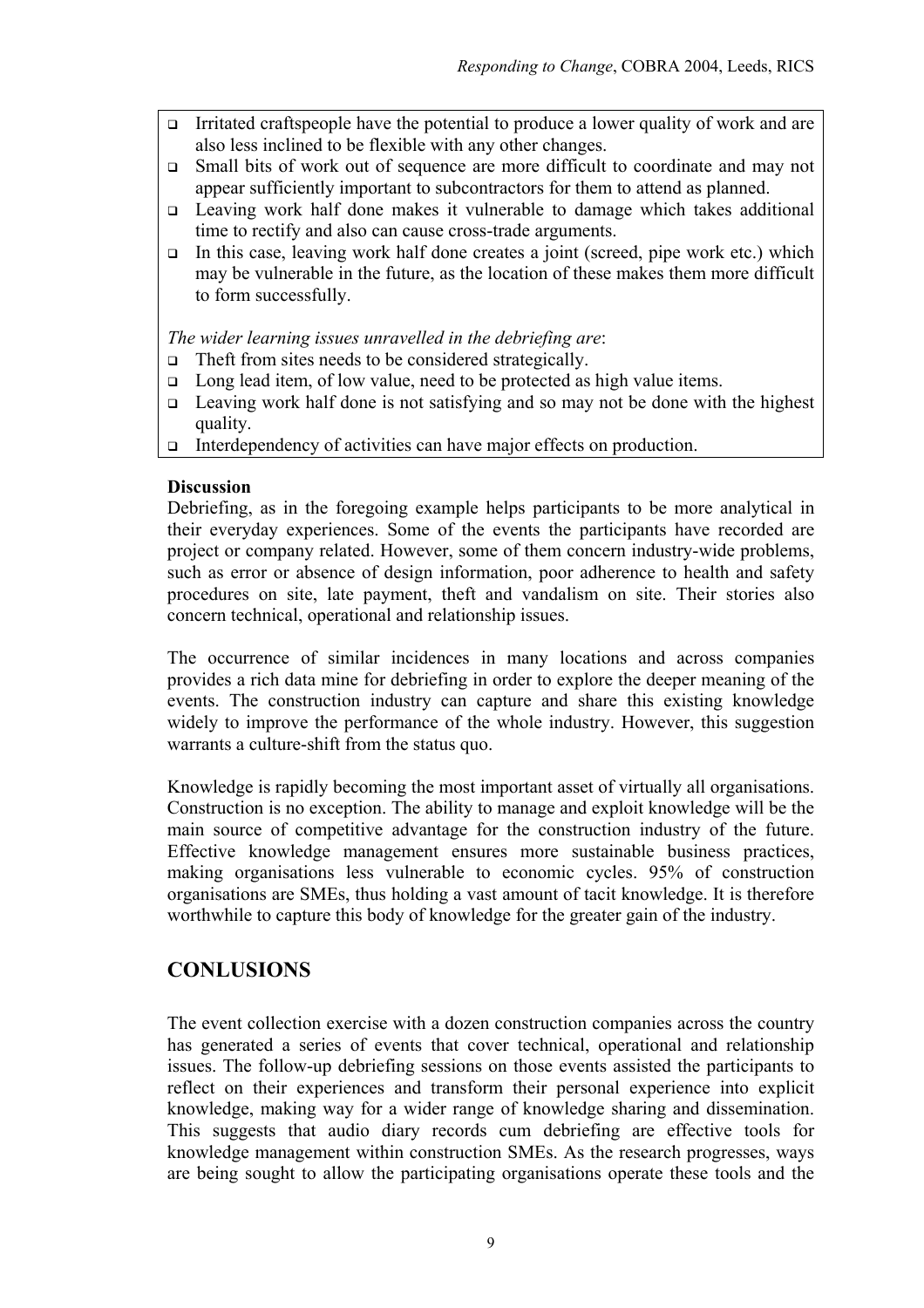- Irritated craftspeople have the potential to produce a lower quality of work and are also less inclined to be flexible with any other changes.
- Small bits of work out of sequence are more difficult to coordinate and may not appear sufficiently important to subcontractors for them to attend as planned.
- Leaving work half done makes it vulnerable to damage which takes additional time to rectify and also can cause cross-trade arguments.
- In this case, leaving work half done creates a joint (screed, pipe work etc.) which may be vulnerable in the future, as the location of these makes them more difficult to form successfully.

*The wider learning issues unravelled in the debriefing are*:

- Theft from sites needs to be considered strategically.
- Long lead item, of low value, need to be protected as high value items.
- Leaving work half done is not satisfying and so may not be done with the highest quality.
- Interdependency of activities can have major effects on production.

**Discussion**

Debriefing, as in the foregoing example helps participants to be more analytical in their everyday experiences. Some of the events the participants have recorded are project or company related. However, some of them concern industry-wide problems, such as error or absence of design information, poor adherence to health and safety procedures on site, late payment, theft and vandalism on site. Their stories also concern technical, operational and relationship issues.

The occurrence of similar incidences in many locations and across companies provides a rich data mine for debriefing in order to explore the deeper meaning of the events. The construction industry can capture and share this existing knowledge widely to improve the performance of the whole industry. However, this suggestion warrants a culture-shift from the status quo.

Knowledge is rapidly becoming the most important asset of virtually all organisations. Construction is no exception. The ability to manage and exploit knowledge will be the main source of competitive advantage for the construction industry of the future. Effective knowledge management ensures more sustainable business practices, making organisations less vulnerable to economic cycles. 95% of construction organisations are SMEs, thus holding a vast amount of tacit knowledge. It is therefore worthwhile to capture this body of knowledge for the greater gain of the industry.

## CONLUSIONS

The event collection exercise with a dozen construction companies across the country has generated a series of events that cover technical, operational and relationship issues. The follow-up debriefing sessions on those events assisted the participants to reflect on their experiences and transform their personal experience into explicit knowledge, making way for a wider range of knowledge sharing and dissemination. This suggests that audio diary records cum debriefing are effective tools for knowledge management within construction SMEs. As the research progresses, ways are being sought to allow the participating organisations operate these tools and the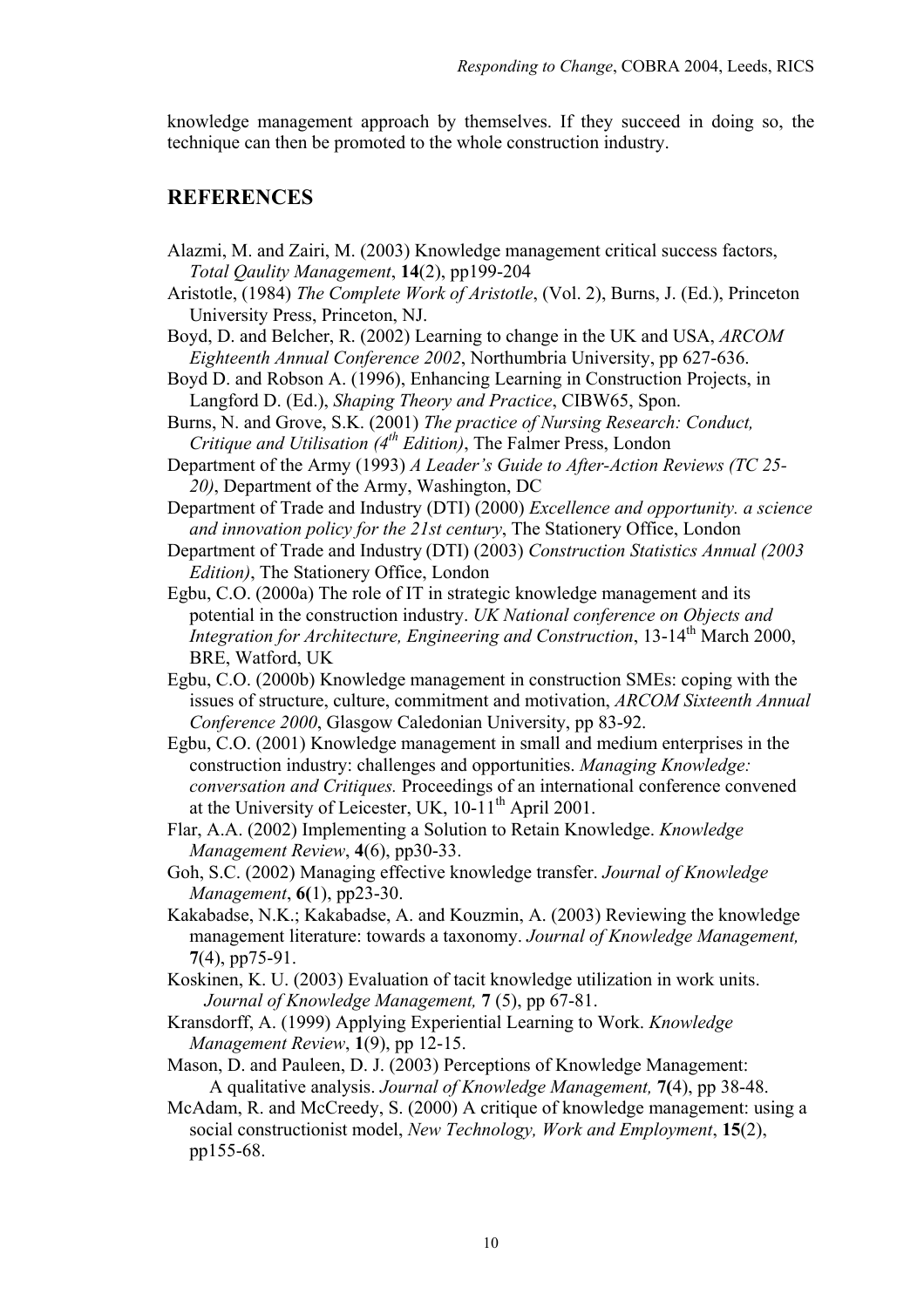knowledge management approach by themselves. If they succeed in doing so, the technique can then be promoted to the whole construction industry.

## REFERENCES

Alazmi, M. and Zairi, M. (2003) Knowledge management critical success factors, *Total Qaulity Management*, **14**(2), pp199-204

Aristotle, (1984) *The Complete Work of Aristotle*, (Vol. 2), Burns, J. (Ed.), Princeton University Press, Princeton, NJ.

Boyd, D. and Belcher, R. (2002) Learning to change in the UK and USA, *ARCOM Eighteenth Annual Conference 2002*, Northumbria University, pp 627-636.

Boyd D. and Robson A. (1996), Enhancing Learning in Construction Projects, in Langford D. (Ed.), *Shaping Theory and Practice*, CIBW65, Spon.

Burns, N. and Grove, S.K. (2001) *The practice of Nursing Research: Conduct, Critique and Utilisation (4th Edition)*, The Falmer Press, London

Department of the Army (1993) *A Leader's Guide to After-Action Reviews (TC 25-20)*, Department of the Army, Washington, DC

Department of Trade and Industry (DTI) (2000) *Excellence and opportunity. a science and innovation policy for the 21st century*, The Stationery Office, London

Department of Trade and Industry (DTI) (2003) *Construction Statistics Annual (2003 Edition)*, The Stationery Office, London

Egbu, C.O. (2000a) The role of IT in strategic knowledge management and its potential in the construction industry. *UK National conference on Objects and Integration for Architecture, Engineering and Construction*, 13-14th March 2000, BRE, Watford, UK

Egbu, C.O. (2000b) Knowledge management in construction SMEs: coping with the issues of structure, culture, commitment and motivation, *ARCOM Sixteenth Annual Conference 2000*, Glasgow Caledonian University, pp 83-92.

Egbu, C.O. (2001) Knowledge management in small and medium enterprises in the construction industry: challenges and opportunities. *Managing Knowledge: conversation and Critiques.* Proceedings of an international conference convened at the University of Leicester, UK, 10-11th April 2001.

Flar, A.A. (2002) Implementing a Solution to Retain Knowledge. *Knowledge Management Review*, **4**(6), pp30-33.

Goh, S.C. (2002) Managing effective knowledge transfer. *Journal of Knowledge Management*, **6(**1), pp23-30.

Kakabadse, N.K.; Kakabadse, A. and Kouzmin, A. (2003) Reviewing the knowledge management literature: towards a taxonomy. *Journal of Knowledge Management,* **7**(4), pp75-91.

Koskinen, K. U. (2003) Evaluation of tacit knowledge utilization in work units. *Journal of Knowledge Management,* **7** (5), pp 67-81.

Kransdorff, A. (1999) Applying Experiential Learning to Work. *Knowledge Management Review*, **1**(9), pp 12-15.

Mason, D. and Pauleen, D. J. (2003) Perceptions of Knowledge Management: A qualitative analysis. *Journal of Knowledge Management,* **7(**4), pp 38-48.

McAdam, R. and McCreedy, S. (2000) A critique of knowledge management: using a social constructionist model, *New Technology, Work and Employment*, **15**(2), pp155-68.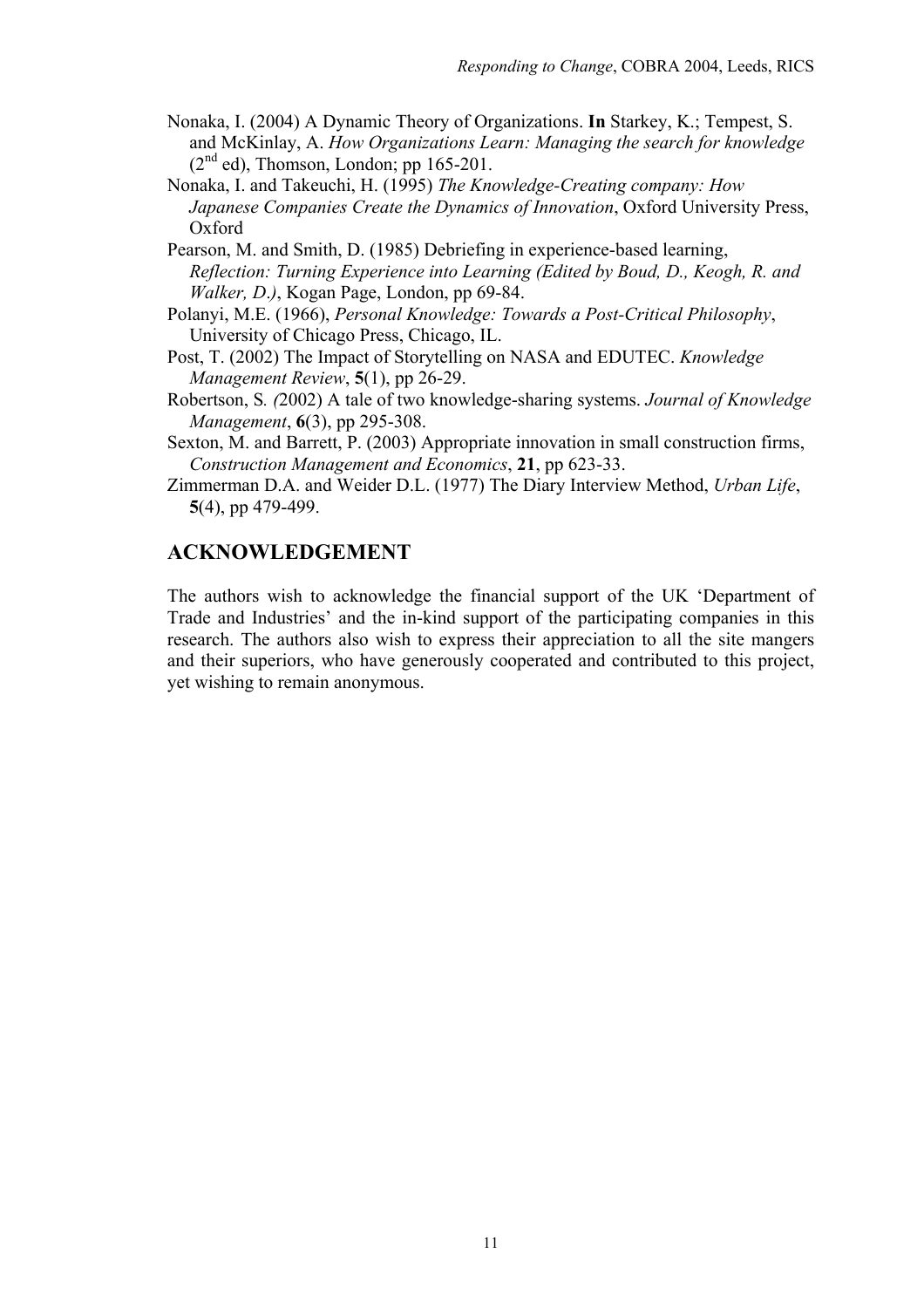Nonaka, I. (2004) A Dynamic Theory of Organizations. **In** Starkey, K.; Tempest, S. and McKinlay, A. *How Organizations Learn: Managing the search for knowledge* (2nd ed), Thomson, London; pp 165-201.

Nonaka, I. and Takeuchi, H. (1995) *The Knowledge-Creating company: How Japanese Companies Create the Dynamics of Innovation*, Oxford University Press, Oxford

Pearson, M. and Smith, D. (1985) Debriefing in experience-based learning, *Reflection: Turning Experience into Learning (Edited by Boud, D., Keogh, R. and Walker, D.)*, Kogan Page, London, pp 69-84.

Polanyi, M.E. (1966), *Personal Knowledge: Towards a Post-Critical Philosophy*, University of Chicago Press, Chicago, IL.

Post, T. (2002) The Impact of Storytelling on NASA and EDUTEC. *Knowledge Management Review*, **5**(1), pp 26-29.

Robertson, S. *(*2002) A tale of two knowledge-sharing systems. *Journal of Knowledge Management*, **6**(3), pp 295-308.

Sexton, M. and Barrett, P. (2003) Appropriate innovation in small construction firms, *Construction Management and Economics*, **21**, pp 623-33.

Zimmerman D.A. and Weider D.L. (1977) The Diary Interview Method, *Urban Life*, **5**(4), pp 479-499.

## ACKNOWLEDGEMENT

The authors wish to acknowledge the financial support of the UK 'Department of Trade and Industries' and the in-kind support of the participating companies in this research. The authors also wish to express their appreciation to all the site mangers and their superiors, who have generously cooperated and contributed to this project, yet wishing to remain anonymous.